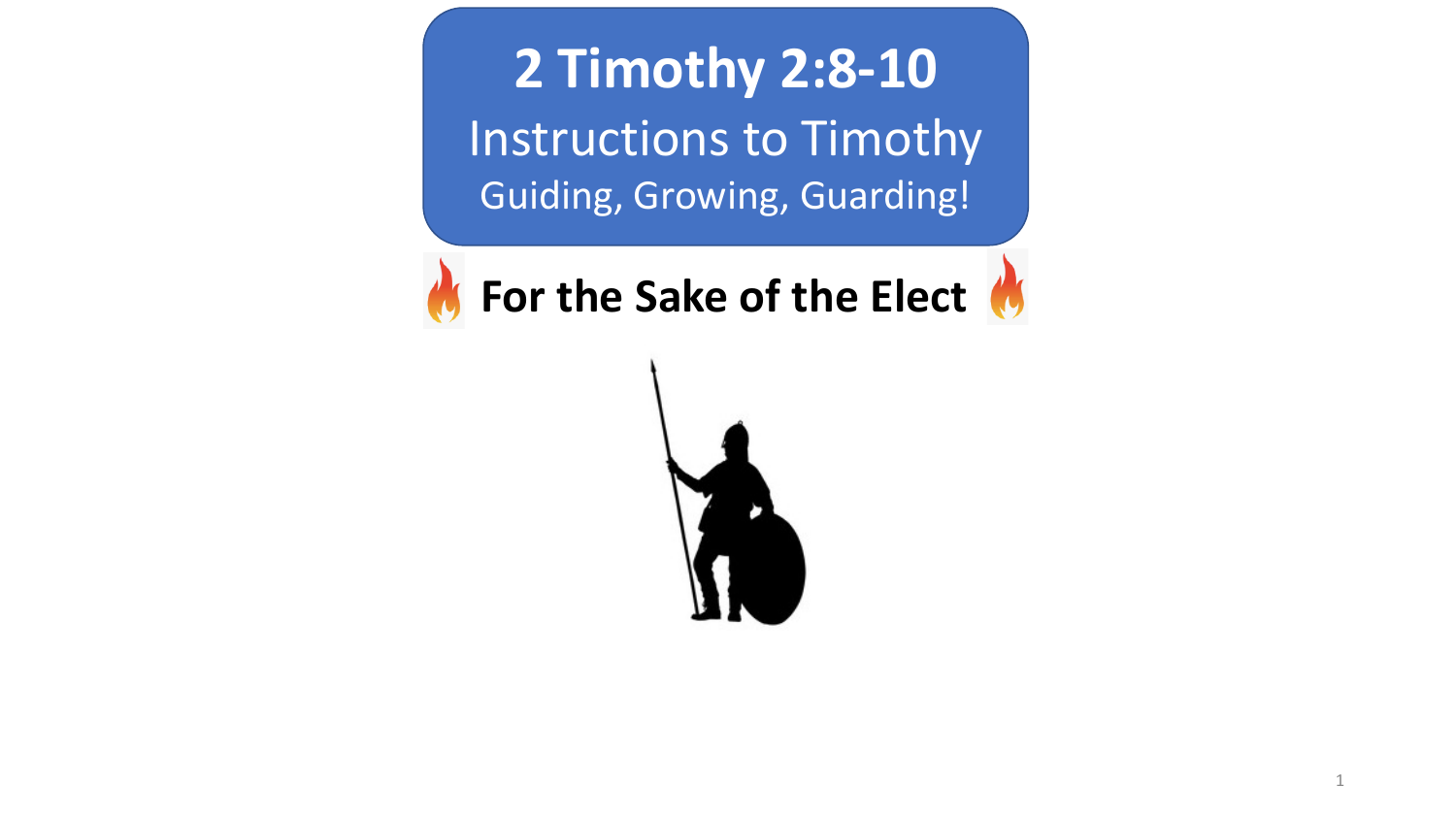# 2 Timothy 2:8-10

## Instructions to Timothy

### Guiding, Growing, Guarding!

**🔥 For the Sake of the Elect 🔥**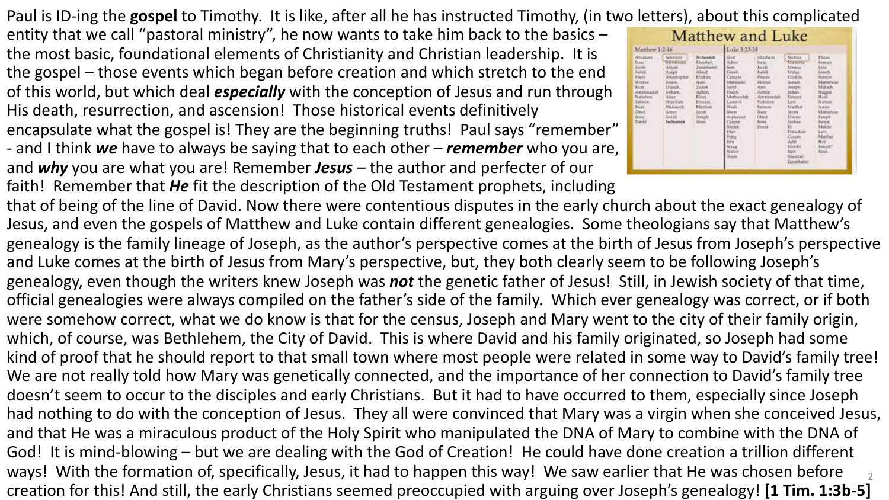Paul is ID-ing the **gospel** to Timothy. It is like, after all he has instructed Timothy, (in two letters), about this complicated entity that we call "pastoral ministry", he now wants to take him back to the basics – the most basic, foundational elements of Christianity and Christian leadership. It is the gospel – those events which began before creation and which stretch to the end of this world, but which deal ***especially*** with the conception of Jesus and run through His death, resurrection, and ascension! Those historical events definitively encapsulate what the gospel is! They are the beginning truths! Paul says "remember" - and I think ***we*** have to always be saying that to each other – ***remember*** who you are, and ***why*** you are what you are! Remember ***Jesus*** – the author and perfecter of our faith! Remember that ***He*** fit the description of the Old Testament prophets, including that of being of the line of David. Now there were contentious disputes in the early church about the exact genealogy of Jesus, and even the gospels of Matthew and Luke contain different genealogies. Some theologians say that Matthew's genealogy is the family lineage of Joseph, as the author's perspective comes at the birth of Jesus from Joseph's perspective and Luke comes at the birth of Jesus from Mary's perspective, but, they both clearly seem to be following Joseph's genealogy, even though the writers knew Joseph was ***not*** the genetic father of Jesus! Still, in Jewish society of that time, official genealogies were always compiled on the father's side of the family. Which ever genealogy was correct, or if both were somehow correct, what we do know is that for the census, Joseph and Mary went to the city of their family origin, which, of course, was Bethlehem, the City of David. This is where David and his family originated, so Joseph had some kind of proof that he should report to that small town where most people were related in some way to David's family tree! We are not really told how Mary was genetically connected, and the importance of her connection to David's family tree doesn't seem to occur to the disciples and early Christians. But it had to have occurred to them, especially since Joseph had nothing to do with the conception of Jesus. They all were convinced that Mary was a virgin when she conceived Jesus, and that He was a miraculous product of the Holy Spirit who manipulated the DNA of Mary to combine with the DNA of God! It is mind-blowing – but we are dealing with the God of Creation! He could have done creation a trillion different ways! With the formation of, specifically, Jesus, it had to happen this way! We saw earlier that He was chosen before creation for this! And still, the early Christians seemed preoccupied with arguing over Joseph's genealogy! **[1 Tim. 1:3b-5]**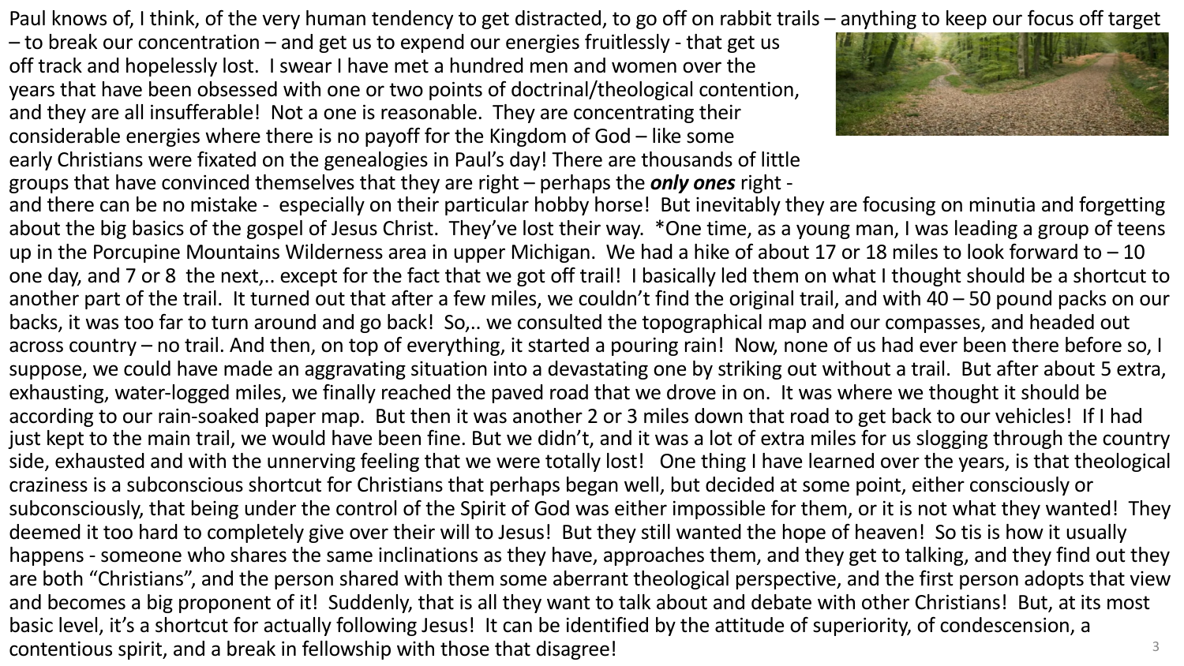Paul knows of, I think, of the very human tendency to get distracted, to go off on rabbit trails – anything to keep our focus off target – to break our concentration – and get us to expend our energies fruitlessly - that get us off track and hopelessly lost. I swear I have met a hundred men and women over the years that have been obsessed with one or two points of doctrinal/theological contention, and they are all insufferable! Not a one is reasonable. They are concentrating their considerable energies where there is no payoff for the Kingdom of God – like some early Christians were fixated on the genealogies in Paul's day! There are thousands of little groups that have convinced themselves that they are right – perhaps the ***only ones*** right - and there can be no mistake - especially on their particular hobby horse! But inevitably they are focusing on minutia and forgetting about the big basics of the gospel of Jesus Christ. They've lost their way. *One time, as a young man, I was leading a group of teens up in the Porcupine Mountains Wilderness area in upper Michigan. We had a hike of about 17 or 18 miles to look forward to – 10 one day, and 7 or 8 the next,.. except for the fact that we got off trail! I basically led them on what I thought should be a shortcut to another part of the trail. It turned out that after a few miles, we couldn't find the original trail, and with 40 – 50 pound packs on our backs, it was too far to turn around and go back! So,.. we consulted the topographical map and our compasses, and headed out across country – no trail. And then, on top of everything, it started a pouring rain! Now, none of us had ever been there before so, I suppose, we could have made an aggravating situation into a devastating one by striking out without a trail. But after about 5 extra, exhausting, water-logged miles, we finally reached the paved road that we drove in on. It was where we thought it should be according to our rain-soaked paper map. But then it was another 2 or 3 miles down that road to get back to our vehicles! If I had just kept to the main trail, we would have been fine. But we didn't, and it was a lot of extra miles for us slogging through the country side, exhausted and with the unnerving feeling that we were totally lost! One thing I have learned over the years, is that theological craziness is a subconscious shortcut for Christians that perhaps began well, but decided at some point, either consciously or subconsciously, that being under the control of the Spirit of God was either impossible for them, or it is not what they wanted! They deemed it too hard to completely give over their will to Jesus! But they still wanted the hope of heaven! So tis is how it usually happens - someone who shares the same inclinations as they have, approaches them, and they get to talking, and they find out they are both "Christians", and the person shared with them some aberrant theological perspective, and the first person adopts that view and becomes a big proponent of it! Suddenly, that is all they want to talk about and debate with other Christians! But, at its most basic level, it's a shortcut for actually following Jesus! It can be identified by the attitude of superiority, of condescension, a contentious spirit, and a break in fellowship with those that disagree!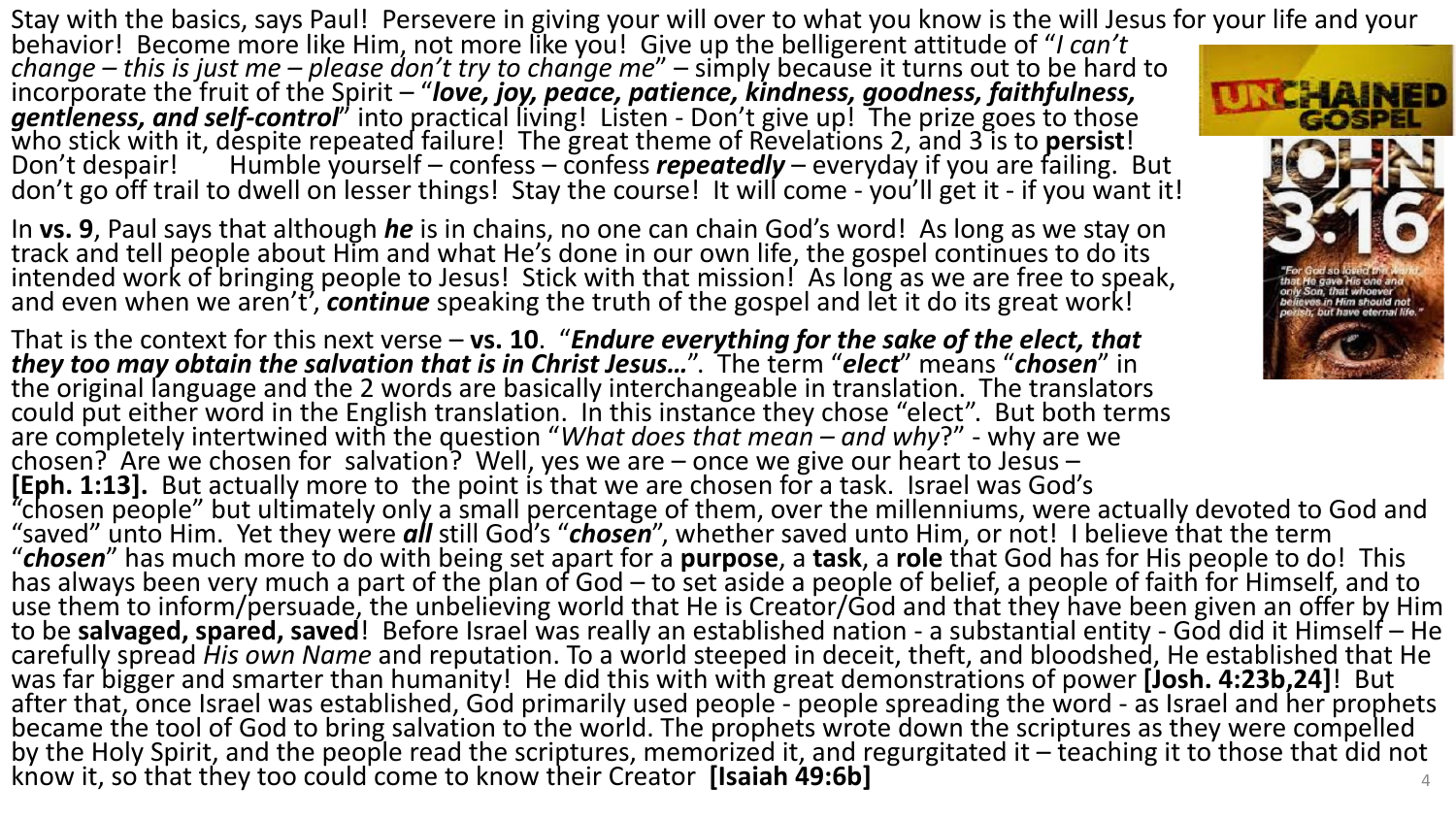Stay with the basics, says Paul! Persevere in giving your will over to what you know is the will Jesus for your life and your behavior! Become more like Him, not more like you! Give up the belligerent attitude of "*I can't change – this is just me – please don't try to change me*" – simply because it turns out to be hard to incorporate the fruit of the Spirit – "***love, joy, peace, patience, kindness, goodness, faithfulness, gentleness, and self-control***" into practical living! Listen - Don't give up! The prize goes to those who stick with it, despite repeated failure! The great theme of Revelations 2, and 3 is to **persist**! Don't despair! Humble yourself – confess – confess ***repeatedly*** – everyday if you are failing. But don't go off trail to dwell on lesser things! Stay the course! It will come - you'll get it - if you want it!

In **vs. 9**, Paul says that although ***he*** is in chains, no one can chain God's word! As long as we stay on track and tell people about Him and what He's done in our own life, the gospel continues to do its intended work of bringing people to Jesus! Stick with that mission! As long as we are free to speak, and even when we aren't, ***continue*** speaking the truth of the gospel and let it do its great work!

That is the context for this next verse – **vs. 10**. "***Endure everything for the sake of the elect, that they too may obtain the salvation that is in Christ Jesus…***". The term "***elect***" means "***chosen***" in the original language and the 2 words are basically interchangeable in translation. The translators could put either word in the English translation. In this instance they chose "elect". But both terms are completely intertwined with the question "*What does that mean – and why*?" - why are we chosen? Are we chosen for salvation? Well, yes we are – once we give our heart to Jesus – **[Eph. 1:13].** But actually more to the point is that we are chosen for a task. Israel was God's "chosen people" but ultimately only a small percentage of them, over the millenniums, were actually devoted to God and "saved" unto Him. Yet they were ***all*** still God's "***chosen***", whether saved unto Him, or not! I believe that the term "***chosen***" has much more to do with being set apart for a **purpose**, a **task**, a **role** that God has for His people to do! This has always been very much a part of the plan of God – to set aside a people of belief, a people of faith for Himself, and to use them to inform/persuade, the unbelieving world that He is Creator/God and that they have been given an offer by Him to be **salvaged, spared, saved**! Before Israel was really an established nation - a substantial entity - God did it Himself – He carefully spread *His own Name* and reputation. To a world steeped in deceit, theft, and bloodshed, He established that He was far bigger and smarter than humanity! He did this with with great demonstrations of power **[Josh. 4:23b,24]**! But after that, once Israel was established, God primarily used people - people spreading the word - as Israel and her prophets became the tool of God to bring salvation to the world. The prophets wrote down the scriptures as they were compelled by the Holy Spirit, and the people read the scriptures, memorized it, and regurgitated it – teaching it to those that did not know it, so that they too could come to know their Creator **[Isaiah 49:6b]**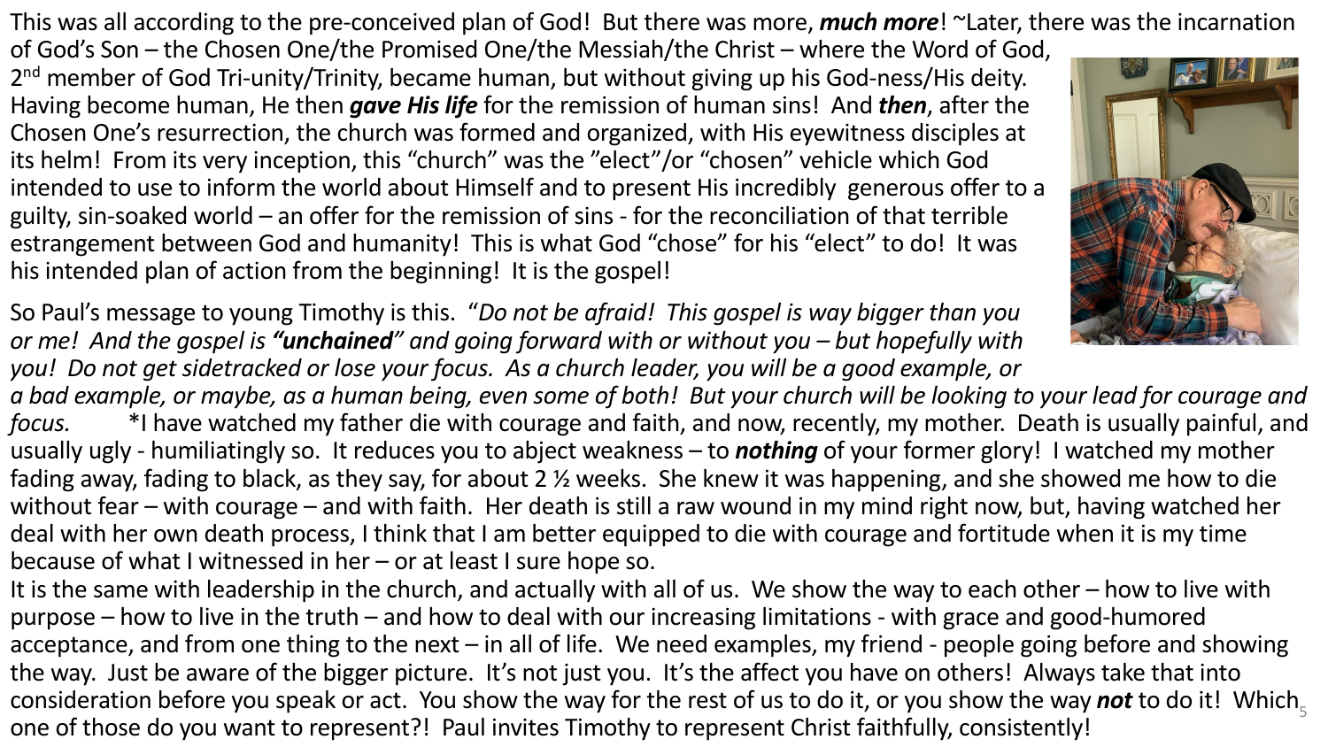This was all according to the pre-conceived plan of God! But there was more, ***much more***! ~Later, there was the incarnation of God's Son – the Chosen One/the Promised One/the Messiah/the Christ – where the Word of God, 2nd member of God Tri-unity/Trinity, became human, but without giving up his God-ness/His deity. Having become human, He then ***gave His life*** for the remission of human sins! And ***then***, after the Chosen One's resurrection, the church was formed and organized, with His eyewitness disciples at its helm! From its very inception, this "church" was the "elect"/or "chosen" vehicle which God intended to use to inform the world about Himself and to present His incredibly generous offer to a guilty, sin-soaked world – an offer for the remission of sins - for the reconciliation of that terrible estrangement between God and humanity! This is what God "chose" for his "elect" to do! It was his intended plan of action from the beginning! It is the gospel!

So Paul's message to young Timothy is this. "*Do not be afraid! This gospel is way bigger than you or me! And the gospel is **"unchained**" and going forward with or without you – but hopefully with you! Do not get sidetracked or lose your focus. As a church leader, you will be a good example, or a bad example, or maybe, as a human being, even some of both! But your church will be looking to your lead for courage and focus.* *I have watched my father die with courage and faith, and now, recently, my mother. Death is usually painful, and usually ugly - humiliatingly so. It reduces you to abject weakness – to ***nothing*** of your former glory! I watched my mother fading away, fading to black, as they say, for about 2 ½ weeks. She knew it was happening, and she showed me how to die without fear – with courage – and with faith. Her death is still a raw wound in my mind right now, but, having watched her deal with her own death process, I think that I am better equipped to die with courage and fortitude when it is my time because of what I witnessed in her – or at least I sure hope so.

It is the same with leadership in the church, and actually with all of us. We show the way to each other – how to live with purpose – how to live in the truth – and how to deal with our increasing limitations - with grace and good-humored acceptance, and from one thing to the next – in all of life. We need examples, my friend - people going before and showing the way. Just be aware of the bigger picture. It's not just you. It's the affect you have on others! Always take that into consideration before you speak or act. You show the way for the rest of us to do it, or you show the way ***not*** to do it! Which one of those do you want to represent?! Paul invites Timothy to represent Christ faithfully, consistently!